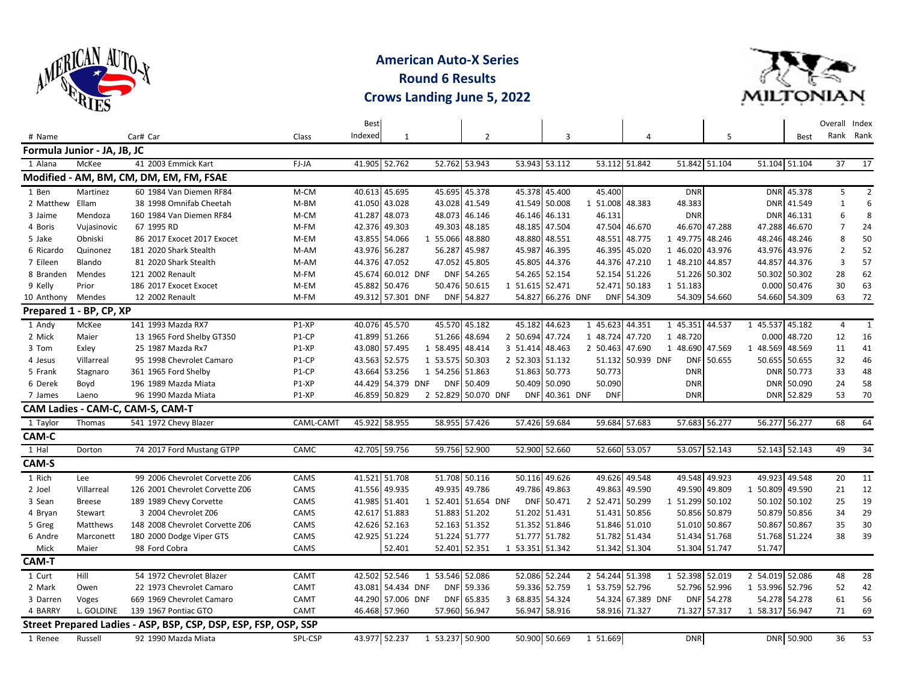# American Auto-X Series

## Round 6 Results

## Crows Landing June 5, 2022

| # | Name | | Car# | Car | Class | Best Indexed | 1 | | | 2 | | | 3 | | | 4 | | | 5 | | | Best | Overall Rank | Index Rank |
|---|---|---|---|---|---|---|---|---|---|---|---|---|---|---|---|---|---|---|---|---|---|---|---|---|
| **Formula Junior - JA, JB, JC** | | | | | | | | | | | | | | | | | | | | | | | | |
| 1 | Alana | McKee | 41 | 2003 Emmick Kart | FJ-JA | 41.905 | 52.762 | | 52.762 | 53.943 | | 53.943 | 53.112 | | 53.112 | 51.842 | | 51.842 | 51.104 | | 51.104 | 51.104 | 37 | 17 |
| **Modified - AM, BM, CM, DM, EM, FM, FSAE** | | | | | | | | | | | | | | | | | | | | | | | | |
| 1 | Ben | Martinez | 60 | 1984 Van Diemen RF84 | M-CM | 40.613 | 45.695 | | 45.695 | 45.378 | | 45.378 | 45.400 | | 45.400 | | | DNR | | | DNR | 45.378 | 5 | 2 |
| 2 | Matthew | Ellam | 38 | 1998 Omnifab Cheetah | M-BM | 41.050 | 43.028 | | 43.028 | 41.549 | | 41.549 | 50.008 | 1 | 51.008 | 48.383 | | 48.383 | | | DNR | 41.549 | 1 | 6 |
| 3 | Jaime | Mendoza | 160 | 1984 Van Diemen RF84 | M-CM | 41.287 | 48.073 | | 48.073 | 46.146 | | 46.146 | 46.131 | | 46.131 | | | DNR | | | DNR | 46.131 | 6 | 8 |
| 4 | Boris | Vujasinovic | 67 | 1995 RD | M-FM | 42.376 | 49.303 | | 49.303 | 48.185 | | 48.185 | 47.504 | | 47.504 | 46.670 | | 46.670 | 47.288 | | 47.288 | 46.670 | 7 | 24 |
| 5 | Jake | Obniski | 86 | 2017 Exocet 2017 Exocet | M-EM | 43.855 | 54.066 | 1 | 55.066 | 48.880 | | 48.880 | 48.551 | | 48.551 | 48.775 | 1 | 49.775 | 48.246 | | 48.246 | 48.246 | 8 | 50 |
| 6 | Ricardo | Quinonez | 181 | 2020 Shark Stealth | M-AM | 43.976 | 56.287 | | 56.287 | 45.987 | | 45.987 | 46.395 | | 46.395 | 45.020 | 1 | 46.020 | 43.976 | | 43.976 | 43.976 | 2 | 52 |
| 7 | Eileen | Blando | 81 | 2020 Shark Stealth | M-AM | 44.376 | 47.052 | | 47.052 | 45.805 | | 45.805 | 44.376 | | 44.376 | 47.210 | 1 | 48.210 | 44.857 | | 44.857 | 44.376 | 3 | 57 |
| 8 | Branden | Mendes | 121 | 2002 Renault | M-FM | 45.674 | 60.012 | DNF | DNF | 54.265 | | 54.265 | 52.154 | | 52.154 | 51.226 | | 51.226 | 50.302 | | 50.302 | 50.302 | 28 | 62 |
| 9 | Kelly | Prior | 186 | 2017 Exocet Exocet | M-EM | 45.882 | 50.476 | | 50.476 | 50.615 | 1 | 51.615 | 52.471 | | 52.471 | 50.183 | 1 | 51.183 | | | 0.000 | 50.476 | 30 | 63 |
| 10 | Anthony | Mendes | 12 | 2002 Renault | M-FM | 49.312 | 57.301 | DNF | DNF | 54.827 | | 54.827 | 66.276 | DNF | DNF | 54.309 | | 54.309 | 54.660 | | 54.660 | 54.309 | 63 | 72 |
| **Prepared 1 - BP, CP, XP** | | | | | | | | | | | | | | | | | | | | | | | | |
| 1 | Andy | McKee | 141 | 1993 Mazda RX7 | P1-XP | 40.076 | 45.570 | | 45.570 | 45.182 | | 45.182 | 44.623 | 1 | 45.623 | 44.351 | 1 | 45.351 | 44.537 | 1 | 45.537 | 45.182 | 4 | 1 |
| 2 | Mick | Maier | 13 | 1965 Ford Shelby GT350 | P1-CP | 41.899 | 51.266 | | 51.266 | 48.694 | 2 | 50.694 | 47.724 | 1 | 48.724 | 47.720 | 1 | 48.720 | | | 0.000 | 48.720 | 12 | 16 |
| 3 | Tom | Exley | 25 | 1987 Mazda Rx7 | P1-XP | 43.080 | 57.495 | 1 | 58.495 | 48.414 | 3 | 51.414 | 48.463 | 2 | 50.463 | 47.690 | 1 | 48.690 | 47.569 | 1 | 48.569 | 48.569 | 11 | 41 |
| 4 | Jesus | Villarreal | 95 | 1998 Chevrolet Camaro | P1-CP | 43.563 | 52.575 | 1 | 53.575 | 50.303 | 2 | 52.303 | 51.132 | | 51.132 | 50.939 | DNF | DNF | 50.655 | | 50.655 | 50.655 | 32 | 46 |
| 5 | Frank | Stagnaro | 361 | 1965 Ford Shelby | P1-CP | 43.664 | 53.256 | 1 | 54.256 | 51.863 | | 51.863 | 50.773 | | 50.773 | | | DNR | | | DNR | 50.773 | 33 | 48 |
| 6 | Derek | Boyd | 196 | 1989 Mazda Miata | P1-XP | 44.429 | 54.379 | DNF | DNF | 50.409 | | 50.409 | 50.090 | | 50.090 | | | DNR | | | DNR | 50.090 | 24 | 58 |
| 7 | James | Laeno | 96 | 1990 Mazda Miata | P1-XP | 46.859 | 50.829 | 2 | 52.829 | 50.070 | DNF | DNF | 40.361 | DNF | DNF | | | DNR | | | DNR | 52.829 | 53 | 70 |
| **CAM Ladies - CAM-C, CAM-S, CAM-T** | | | | | | | | | | | | | | | | | | | | | | | | |
| 1 | Taylor | Thomas | 541 | 1972 Chevy Blazer | CAML-CAMT | 45.922 | 58.955 | | 58.955 | 57.426 | | 57.426 | 59.684 | | 59.684 | 57.683 | | 57.683 | 56.277 | | 56.277 | 56.277 | 68 | 64 |
| **CAM-C** | | | | | | | | | | | | | | | | | | | | | | | | |
| 1 | Hal | Dorton | 74 | 2017 Ford Mustang GTPP | CAMC | 42.705 | 59.756 | | 59.756 | 52.900 | | 52.900 | 52.660 | | 52.660 | 53.057 | | 53.057 | 52.143 | | 52.143 | 52.143 | 49 | 34 |
| **CAM-S** | | | | | | | | | | | | | | | | | | | | | | | | |
| 1 | Rich | Lee | 99 | 2006 Chevrolet Corvette Z06 | CAMS | 41.521 | 51.708 | | 51.708 | 50.116 | | 50.116 | 49.626 | | 49.626 | 49.548 | | 49.548 | 49.923 | | 49.923 | 49.548 | 20 | 11 |
| 2 | Joel | Villarreal | 126 | 2001 Chevrolet Corvette Z06 | CAMS | 41.556 | 49.935 | | 49.935 | 49.786 | | 49.786 | 49.863 | | 49.863 | 49.590 | | 49.590 | 49.809 | 1 | 50.809 | 49.590 | 21 | 12 |
| 3 | Sean | Breese | 189 | 1989 Chevy Corvette | CAMS | 41.985 | 51.401 | 1 | 52.401 | 51.654 | DNF | DNF | 50.471 | 2 | 52.471 | 50.299 | 1 | 51.299 | 50.102 | | 50.102 | 50.102 | 25 | 19 |
| 4 | Bryan | Stewart | 3 | 2004 Chevrolet Z06 | CAMS | 42.617 | 51.883 | | 51.883 | 51.202 | | 51.202 | 51.431 | | 51.431 | 50.856 | | 50.856 | 50.879 | | 50.879 | 50.856 | 34 | 29 |
| 5 | Greg | Matthews | 148 | 2008 Chevrolet Corvette Z06 | CAMS | 42.626 | 52.163 | | 52.163 | 51.352 | | 51.352 | 51.846 | | 51.846 | 51.010 | | 51.010 | 50.867 | | 50.867 | 50.867 | 35 | 30 |
| 6 | Andre | Marconett | 180 | 2000 Dodge Viper GTS | CAMS | 42.925 | 51.224 | | 51.224 | 51.777 | | 51.777 | 51.782 | | 51.782 | 51.434 | | 51.434 | 51.768 | | 51.768 | 51.224 | 38 | 39 |
| | Mick | Maier | 98 | Ford Cobra | CAMS | | 52.401 | | 52.401 | 52.351 | 1 | 53.351 | 51.342 | | 51.342 | 51.304 | | 51.304 | 51.747 | | 51.747 | | | |
| **CAM-T** | | | | | | | | | | | | | | | | | | | | | | | | |
| 1 | Curt | Hill | 54 | 1972 Chevrolet Blazer | CAMT | 42.502 | 52.546 | 1 | 53.546 | 52.086 | | 52.086 | 52.244 | 2 | 54.244 | 51.398 | 1 | 52.398 | 52.019 | 2 | 54.019 | 52.086 | 48 | 28 |
| 2 | Mark | Owen | 22 | 1973 Chevrolet Camaro | CAMT | 43.081 | 54.434 | DNF | DNF | 59.336 | | 59.336 | 52.759 | 1 | 53.759 | 52.796 | | 52.796 | 52.996 | 1 | 53.996 | 52.796 | 52 | 42 |
| 3 | Darren | Voges | 669 | 1969 Chevrolet Camaro | CAMT | 44.290 | 57.006 | DNF | DNF | 65.835 | 3 | 68.835 | 54.324 | | 54.324 | 67.389 | DNF | DNF | 54.278 | | 54.278 | 54.278 | 61 | 56 |
| 4 | BARRY | L. GOLDINE | 139 | 1967 Pontiac GTO | CAMT | 46.468 | 57.960 | | 57.960 | 56.947 | | 56.947 | 58.916 | | 58.916 | 71.327 | | 71.327 | 57.317 | 1 | 58.317 | 56.947 | 71 | 69 |
| **Street Prepared Ladies - ASP, BSP, CSP, DSP, ESP, FSP, OSP, SSP** | | | | | | | | | | | | | | | | | | | | | | | | |
| 1 | Renee | Russell | 92 | 1990 Mazda Miata | SPL-CSP | 43.977 | 52.237 | 1 | 53.237 | 50.900 | | 50.900 | 50.669 | 1 | 51.669 | | | DNR | | | DNR | 50.900 | 36 | 53 |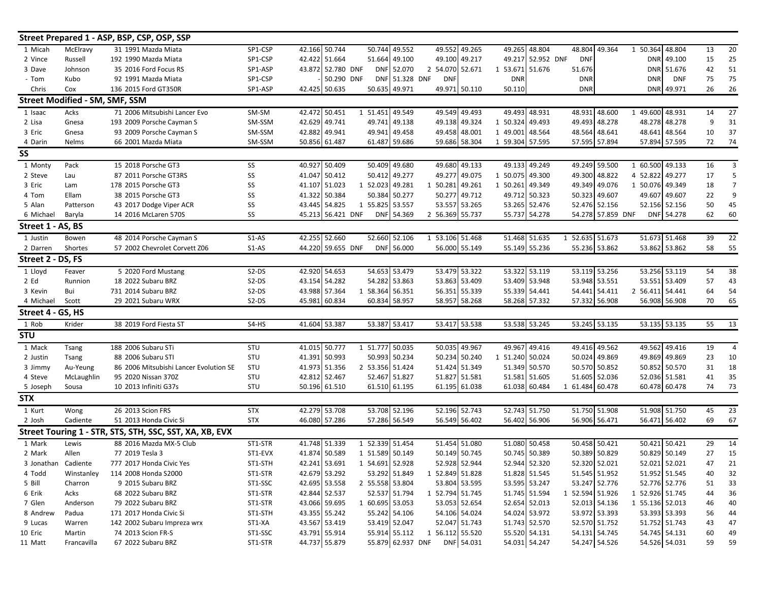| **Street Prepared 1 - ASP, BSP, CSP, OSP, SSP** | | | | | | | | | | | | | | | | | | | | | | | |
|---|---|---|---|---|---|---|---|---|---|---|---|---|---|---|---|---|---|---|---|---|---|---|---|
| 1 | Micah | McElravy | 31 1991 Mazda Miata | SP1-CSP | 42.166 | 50.744 | | 50.744 | 49.552 | | 49.552 | 49.265 | | 49.265 | 48.804 | | 48.804 | 49.364 | 1 | 50.364 | 48.804 | 13 | 20 |
| 2 | Vince | Russell | 192 1990 Mazda Miata | SP1-CSP | 42.422 | 51.664 | | 51.664 | 49.100 | | 49.100 | 49.217 | | 49.217 | 52.952 | DNF | DNF | | | DNR | 49.100 | 15 | 25 |
| 3 | Dave | Johnson | 35 2016 Ford Focus RS | SP1-ASP | 43.872 | 52.780 | DNF | DNF | 52.070 | 2 | 54.070 | 52.671 | 1 | 53.671 | 51.676 | | 51.676 | | | DNR | 51.676 | 42 | 51 |
| - | Tom | Kubo | 92 1991 Mazda Miata | SP1-CSP | - | 50.290 | DNF | DNF | 51.328 | DNF | DNF | | | DNR | | | DNR | | | DNR | DNF | 75 | 75 |
| | Chris | Cox | 136 2015 Ford GT350R | SP1-ASP | 42.425 | 50.635 | | 50.635 | 49.971 | | 49.971 | 50.110 | | 50.110 | | | DNR | | | DNR | 49.971 | 26 | 26 |
| **Street Modified - SM, SMF, SSM** | | | | | | | | | | | | | | | | | | | | | | | |
| 1 | Isaac | Acks | 71 2006 Mitsubishi Lancer Evo | SM-SM | 42.472 | 50.451 | 1 | 51.451 | 49.549 | | 49.549 | 49.493 | | 49.493 | 48.931 | | 48.931 | 48.600 | 1 | 49.600 | 48.931 | 14 | 27 |
| 2 | Lisa | Gnesa | 193 2009 Porsche Cayman S | SM-SSM | 42.629 | 49.741 | | 49.741 | 49.138 | | 49.138 | 49.324 | 1 | 50.324 | 49.493 | | 49.493 | 48.278 | | 48.278 | 48.278 | 9 | 31 |
| 3 | Eric | Gnesa | 93 2009 Porsche Cayman S | SM-SSM | 42.882 | 49.941 | | 49.941 | 49.458 | | 49.458 | 48.001 | 1 | 49.001 | 48.564 | | 48.564 | 48.641 | | 48.641 | 48.564 | 10 | 37 |
| 4 | Darin | Nelms | 66 2001 Mazda Miata | SM-SSM | 50.856 | 61.487 | | 61.487 | 59.686 | | 59.686 | 58.304 | 1 | 59.304 | 57.595 | | 57.595 | 57.894 | | 57.894 | 57.595 | 72 | 74 |
| **SS** | | | | | | | | | | | | | | | | | | | | | | | |
| 1 | Monty | Pack | 15 2018 Porsche GT3 | SS | 40.927 | 50.409 | | 50.409 | 49.680 | | 49.680 | 49.133 | | 49.133 | 49.249 | | 49.249 | 59.500 | 1 | 60.500 | 49.133 | 16 | 3 |
| 2 | Steve | Lau | 87 2011 Porsche GT3RS | SS | 41.047 | 50.412 | | 50.412 | 49.277 | | 49.277 | 49.075 | 1 | 50.075 | 49.300 | | 49.300 | 48.822 | 4 | 52.822 | 49.277 | 17 | 5 |
| 3 | Eric | Lam | 178 2015 Porsche GT3 | SS | 41.107 | 51.023 | 1 | 52.023 | 49.281 | 1 | 50.281 | 49.261 | 1 | 50.261 | 49.349 | | 49.349 | 49.076 | 1 | 50.076 | 49.349 | 18 | 7 |
| 4 | Tom | Ellam | 38 2015 Porsche GT3 | SS | 41.322 | 50.384 | | 50.384 | 50.277 | | 50.277 | 49.712 | | 49.712 | 50.323 | | 50.323 | 49.607 | | 49.607 | 49.607 | 22 | 9 |
| 5 | Alan | Patterson | 43 2017 Dodge Viper ACR | SS | 43.445 | 54.825 | 1 | 55.825 | 53.557 | | 53.557 | 53.265 | | 53.265 | 52.476 | | 52.476 | 52.156 | | 52.156 | 52.156 | 50 | 45 |
| 6 | Michael | Baryla | 14 2016 McLaren 570S | SS | 45.213 | 56.421 | DNF | DNF | 54.369 | 2 | 56.369 | 55.737 | | 55.737 | 54.278 | | 54.278 | 57.859 | DNF | DNF | 54.278 | 62 | 60 |
| **Street 1 - AS, BS** | | | | | | | | | | | | | | | | | | | | | | | |
| 1 | Justin | Bowen | 48 2014 Porsche Cayman S | S1-AS | 42.255 | 52.660 | | 52.660 | 52.106 | 1 | 53.106 | 51.468 | | 51.468 | 51.635 | 1 | 52.635 | 51.673 | | 51.673 | 51.468 | 39 | 22 |
| 2 | Darren | Shortes | 57 2002 Chevrolet Corvett Z06 | S1-AS | 44.220 | 59.655 | DNF | DNF | 56.000 | | 56.000 | 55.149 | | 55.149 | 55.236 | | 55.236 | 53.862 | | 53.862 | 53.862 | 58 | 55 |
| **Street 2 - DS, FS** | | | | | | | | | | | | | | | | | | | | | | | |
| 1 | Lloyd | Feaver | 5 2020 Ford Mustang | S2-DS | 42.920 | 54.653 | | 54.653 | 53.479 | | 53.479 | 53.322 | | 53.322 | 53.119 | | 53.119 | 53.256 | | 53.256 | 53.119 | 54 | 38 |
| 2 | Ed | Runnion | 18 2022 Subaru BRZ | S2-DS | 43.154 | 54.282 | | 54.282 | 53.863 | | 53.863 | 53.409 | | 53.409 | 53.948 | | 53.948 | 53.551 | | 53.551 | 53.409 | 57 | 43 |
| 3 | Kevin | Bui | 731 2014 Subaru BRZ | S2-DS | 43.988 | 57.364 | 1 | 58.364 | 56.351 | | 56.351 | 55.339 | | 55.339 | 54.441 | | 54.441 | 54.411 | 2 | 56.411 | 54.441 | 64 | 54 |
| 4 | Michael | Scott | 29 2021 Subaru WRX | S2-DS | 45.981 | 60.834 | | 60.834 | 58.957 | | 58.957 | 58.268 | | 58.268 | 57.332 | | 57.332 | 56.908 | | 56.908 | 56.908 | 70 | 65 |
| **Street 4 - GS, HS** | | | | | | | | | | | | | | | | | | | | | | | |
| 1 | Rob | Krider | 38 2019 Ford Fiesta ST | S4-HS | 41.604 | 53.387 | | 53.387 | 53.417 | | 53.417 | 53.538 | | 53.538 | 53.245 | | 53.245 | 53.135 | | 53.135 | 53.135 | 55 | 13 |
| **STU** | | | | | | | | | | | | | | | | | | | | | | | |
| 1 | Mack | Tsang | 188 2006 Subaru STi | STU | 41.015 | 50.777 | 1 | 51.777 | 50.035 | | 50.035 | 49.967 | | 49.967 | 49.416 | | 49.416 | 49.562 | | 49.562 | 49.416 | 19 | 4 |
| 2 | Justin | Tsang | 88 2006 Subaru STI | STU | 41.391 | 50.993 | | 50.993 | 50.234 | | 50.234 | 50.240 | 1 | 51.240 | 50.024 | | 50.024 | 49.869 | | 49.869 | 49.869 | 23 | 10 |
| 3 | Jimmy | Au-Yeung | 86 2006 Mitsubishi Lancer Evolution SE | STU | 41.973 | 51.356 | 2 | 53.356 | 51.424 | | 51.424 | 51.349 | | 51.349 | 50.570 | | 50.570 | 50.852 | | 50.852 | 50.570 | 31 | 18 |
| 4 | Steve | McLaughlin | 95 2020 Nissan 370Z | STU | 42.812 | 52.467 | | 52.467 | 51.827 | | 51.827 | 51.581 | | 51.581 | 51.605 | | 51.605 | 52.036 | | 52.036 | 51.581 | 41 | 35 |
| 5 | Joseph | Sousa | 10 2013 Infiniti G37s | STU | 50.196 | 61.510 | | 61.510 | 61.195 | | 61.195 | 61.038 | | 61.038 | 60.484 | 1 | 61.484 | 60.478 | | 60.478 | 60.478 | 74 | 73 |
| **STX** | | | | | | | | | | | | | | | | | | | | | | | |
| 1 | Kurt | Wong | 26 2013 Scion FRS | STX | 42.279 | 53.708 | | 53.708 | 52.196 | | 52.196 | 52.743 | | 52.743 | 51.750 | | 51.750 | 51.908 | | 51.908 | 51.750 | 45 | 23 |
| 2 | Josh | Cadiente | 51 2013 Honda Civic Si | STX | 46.080 | 57.286 | | 57.286 | 56.549 | | 56.549 | 56.402 | | 56.402 | 56.906 | | 56.906 | 56.471 | | 56.471 | 56.402 | 69 | 67 |
| **Street Touring 1 - STR, STS, STH, SSC, SST, XA, XB, EVX** | | | | | | | | | | | | | | | | | | | | | | | |
| 1 | Mark | Lewis | 88 2016 Mazda MX-5 Club | ST1-STR | 41.748 | 51.339 | 1 | 52.339 | 51.454 | | 51.454 | 51.080 | | 51.080 | 50.458 | | 50.458 | 50.421 | | 50.421 | 50.421 | 29 | 14 |
| 2 | Mark | Allen | 77 2019 Tesla 3 | ST1-EVX | 41.874 | 50.589 | 1 | 51.589 | 50.149 | | 50.149 | 50.745 | | 50.745 | 50.389 | | 50.389 | 50.829 | | 50.829 | 50.149 | 27 | 15 |
| 3 | Jonathan | Cadiente | 777 2017 Honda Civic Yes | ST1-STH | 42.241 | 53.691 | 1 | 54.691 | 52.928 | | 52.928 | 52.944 | | 52.944 | 52.320 | | 52.320 | 52.021 | | 52.021 | 52.021 | 47 | 21 |
| 4 | Todd | Winstanley | 114 2008 Honda S2000 | ST1-STR | 42.679 | 53.292 | | 53.292 | 51.849 | 1 | 52.849 | 51.828 | | 51.828 | 51.545 | | 51.545 | 51.952 | | 51.952 | 51.545 | 40 | 32 |
| 5 | Bill | Charron | 9 2015 Subaru BRZ | ST1-SSC | 42.695 | 53.558 | 2 | 55.558 | 53.804 | | 53.804 | 53.595 | | 53.595 | 53.247 | | 53.247 | 52.776 | | 52.776 | 52.776 | 51 | 33 |
| 6 | Erik | Acks | 68 2022 Subaru BRZ | ST1-STR | 42.844 | 52.537 | | 52.537 | 51.794 | 1 | 52.794 | 51.745 | | 51.745 | 51.594 | 1 | 52.594 | 51.926 | 1 | 52.926 | 51.745 | 44 | 36 |
| 7 | Glen | Anderson | 79 2022 Subaru BRZ | ST1-STR | 43.066 | 59.695 | 1 | 60.695 | 53.053 | | 53.053 | 52.654 | | 52.654 | 52.013 | | 52.013 | 54.136 | 1 | 55.136 | 52.013 | 46 | 40 |
| 8 | Andrew | Padua | 171 2017 Honda Civic Si | ST1-STH | 43.355 | 55.242 | | 55.242 | 54.106 | | 54.106 | 54.024 | | 54.024 | 53.972 | | 53.972 | 53.393 | | 53.393 | 53.393 | 56 | 44 |
| 9 | Lucas | Warren | 142 2002 Subaru Impreza wrx | ST1-XA | 43.567 | 53.419 | | 53.419 | 52.047 | | 52.047 | 51.743 | | 51.743 | 52.570 | | 52.570 | 51.752 | | 51.752 | 51.743 | 43 | 47 |
| 10 | Eric | Martin | 74 2013 Scion FR-S | ST1-SSC | 43.791 | 55.914 | | 55.914 | 55.112 | 1 | 56.112 | 55.520 | | 55.520 | 54.131 | | 54.131 | 54.745 | | 54.745 | 54.131 | 60 | 49 |
| 11 | Matt | Francavilla | 67 2022 Subaru BRZ | ST1-STR | 44.737 | 55.879 | | 55.879 | 62.937 | DNF | DNF | 54.031 | | 54.031 | 54.247 | | 54.247 | 54.526 | | 54.526 | 54.031 | 59 | 59 |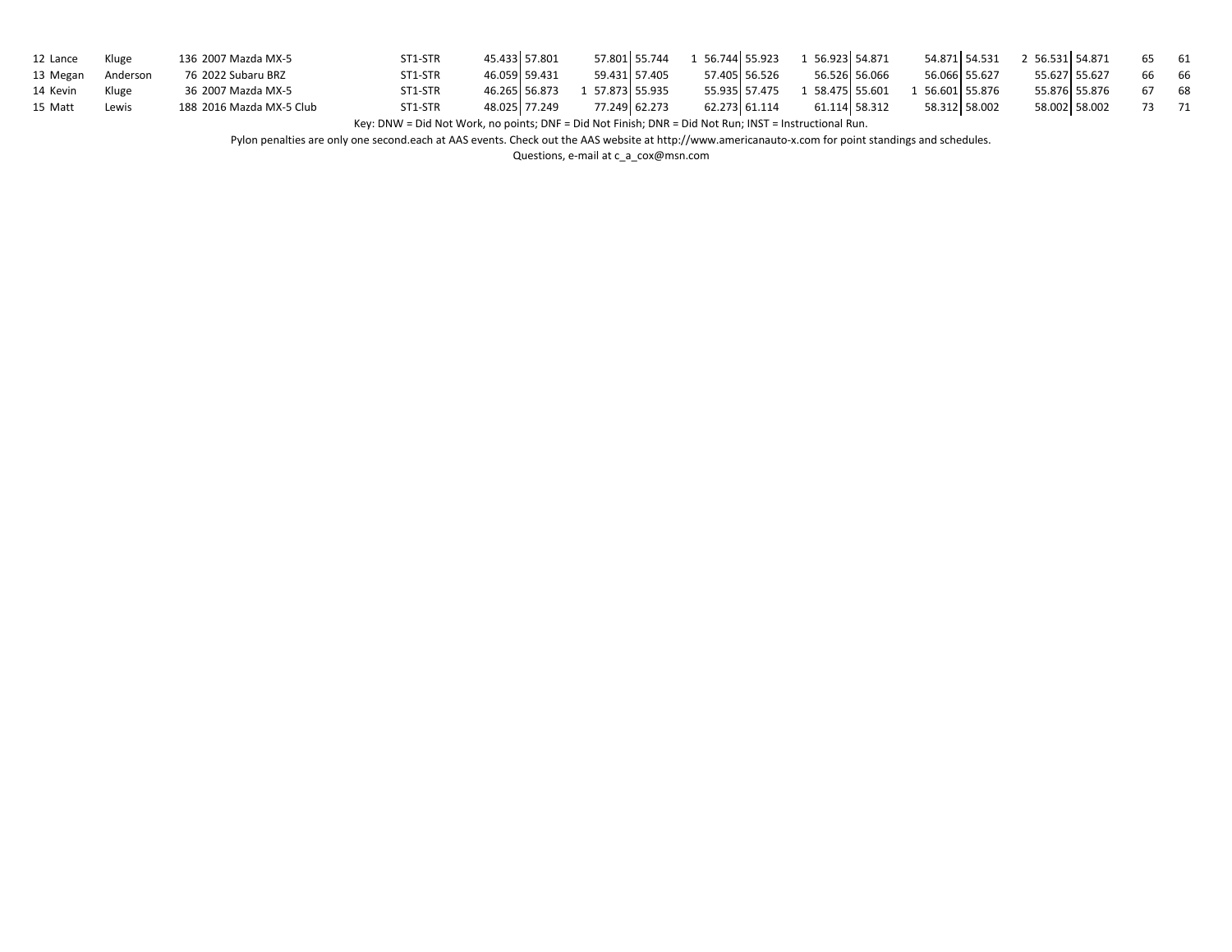| | | | | | | | | | | | | | | | | | | | | | | | | |
|---|---|---|---|---|---|---|---|---|---|---|---|---|---|---|---|---|---|---|---|---|---|---|---|---|
| 12 | Lance | Kluge | 136 | 2007 Mazda MX-5 | ST1-STR | 45.433 | 57.801 | | 57.801 | 55.744 | 1 | 56.744 | 55.923 | 1 | 56.923 | 54.871 | | 54.871 | 54.531 | 2 | 56.531 | 54.871 | 65 | 61 |
| 13 | Megan | Anderson | 76 | 2022 Subaru BRZ | ST1-STR | 46.059 | 59.431 | | 59.431 | 57.405 | | 57.405 | 56.526 | | 56.526 | 56.066 | | 56.066 | 55.627 | | 55.627 | 55.627 | 66 | 66 |
| 14 | Kevin | Kluge | 36 | 2007 Mazda MX-5 | ST1-STR | 46.265 | 56.873 | 1 | 57.873 | 55.935 | | 55.935 | 57.475 | 1 | 58.475 | 55.601 | 1 | 56.601 | 55.876 | | 55.876 | 55.876 | 67 | 68 |
| 15 | Matt | Lewis | 188 | 2016 Mazda MX-5 Club | ST1-STR | 48.025 | 77.249 | | 77.249 | 62.273 | | 62.273 | 61.114 | | 61.114 | 58.312 | | 58.312 | 58.002 | | 58.002 | 58.002 | 73 | 71 |

Key: DNW = Did Not Work, no points; DNF = Did Not Finish; DNR = Did Not Run; INST = Instructional Run.

Pylon penalties are only one second.each at AAS events. Check out the AAS website at http://www.americanauto-x.com for point standings and schedules.

Questions, e-mail at c_a_cox@msn.com